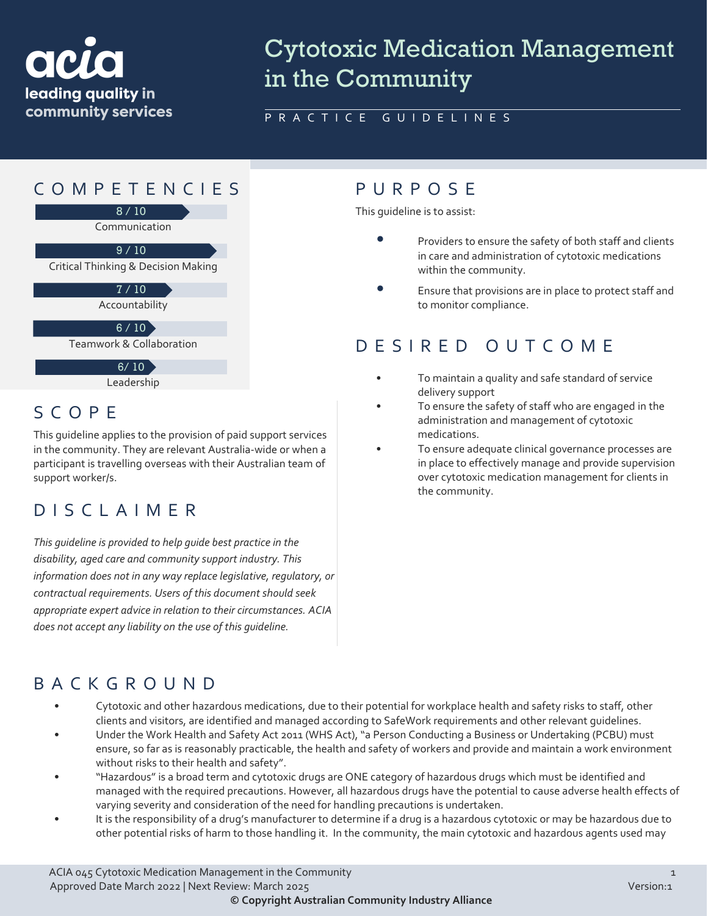acia
leading quality in community services

# Cytotoxic Medication Management in the Community

PRACTICE GUIDELINES

## COMPETENCIES

8 / 10
Communication

9 / 10
Critical Thinking & Decision Making

7 / 10
Accountability

6 / 10
Teamwork & Collaboration

6/ 10
Leadership

## SCOPE

This guideline applies to the provision of paid support services in the community. They are relevant Australia-wide or when a participant is travelling overseas with their Australian team of support worker/s.

## DISCLAIMER

*This guideline is provided to help guide best practice in the disability, aged care and community support industry. This information does not in any way replace legislative, regulatory, or contractual requirements. Users of this document should seek appropriate expert advice in relation to their circumstances. ACIA does not accept any liability on the use of this guideline.*

## PURPOSE

This guideline is to assist:

- Providers to ensure the safety of both staff and clients in care and administration of cytotoxic medications within the community.
- Ensure that provisions are in place to protect staff and to monitor compliance.

## DESIRED OUTCOME

- To maintain a quality and safe standard of service delivery support
- To ensure the safety of staff who are engaged in the administration and management of cytotoxic medications.
- To ensure adequate clinical governance processes are in place to effectively manage and provide supervision over cytotoxic medication management for clients in the community.

## BACKGROUND

- Cytotoxic and other hazardous medications, due to their potential for workplace health and safety risks to staff, other clients and visitors, are identified and managed according to SafeWork requirements and other relevant guidelines.
- Under the Work Health and Safety Act 2011 (WHS Act), "a Person Conducting a Business or Undertaking (PCBU) must ensure, so far as is reasonably practicable, the health and safety of workers and provide and maintain a work environment without risks to their health and safety".
- "Hazardous" is a broad term and cytotoxic drugs are ONE category of hazardous drugs which must be identified and managed with the required precautions. However, all hazardous drugs have the potential to cause adverse health effects of varying severity and consideration of the need for handling precautions is undertaken.
- It is the responsibility of a drug's manufacturer to determine if a drug is a hazardous cytotoxic or may be hazardous due to other potential risks of harm to those handling it. In the community, the main cytotoxic and hazardous agents used may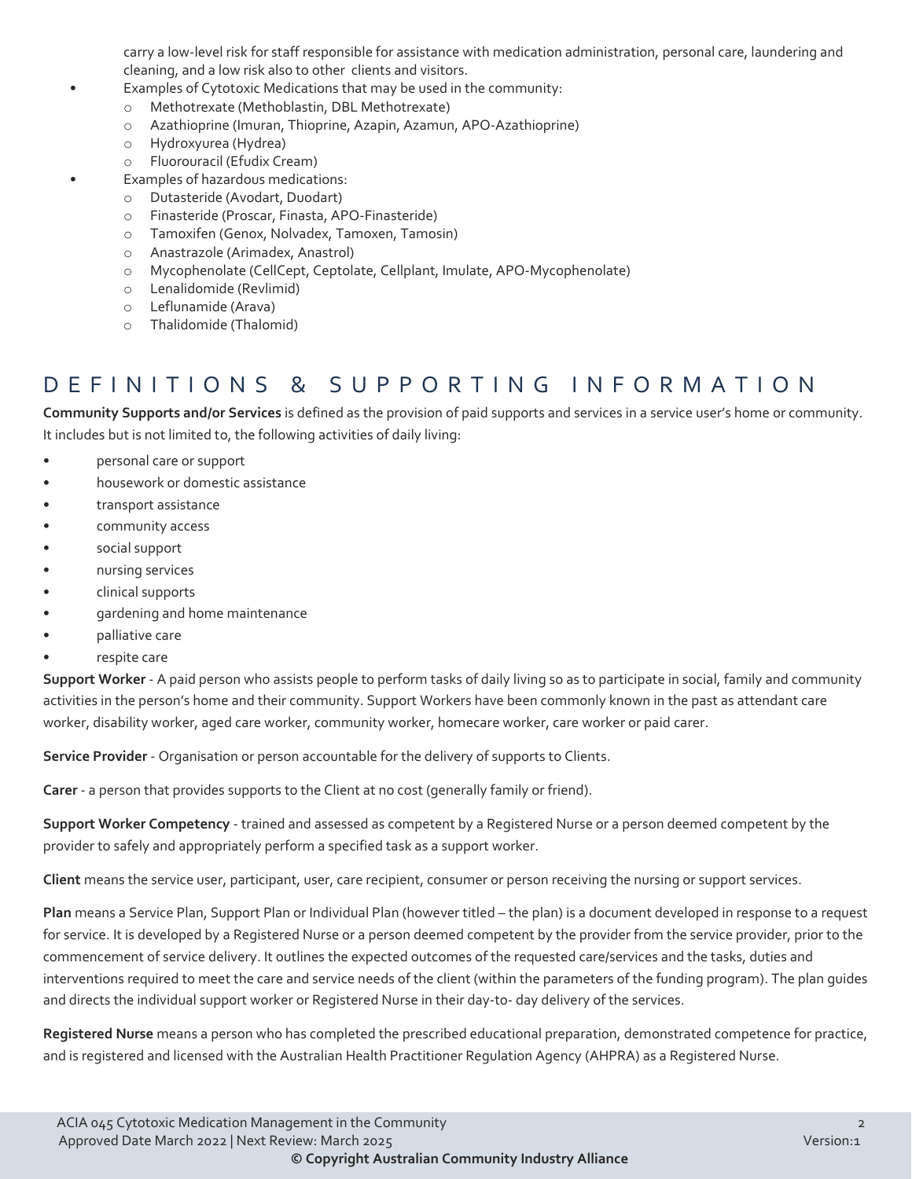carry a low-level risk for staff responsible for assistance with medication administration, personal care, laundering and cleaning, and a low risk also to other clients and visitors.

- Examples of Cytotoxic Medications that may be used in the community:
  - Methotrexate (Methoblastin, DBL Methotrexate)
  - Azathioprine (Imuran, Thioprine, Azapin, Azamun, APO-Azathioprine)
  - Hydroxyurea (Hydrea)
  - Fluorouracil (Efudix Cream)
- Examples of hazardous medications:
  - Dutasteride (Avodart, Duodart)
  - Finasteride (Proscar, Finasta, APO-Finasteride)
  - Tamoxifen (Genox, Nolvadex, Tamoxen, Tamosin)
  - Anastrazole (Arimadex, Anastrol)
  - Mycophenolate (CellCept, Ceptolate, Cellplant, Imulate, APO-Mycophenolate)
  - Lenalidomide (Revlimid)
  - Leflunamide (Arava)
  - Thalidomide (Thalomid)

## DEFINITIONS & SUPPORTING INFORMATION

**Community Supports and/or Services** is defined as the provision of paid supports and services in a service user's home or community. It includes but is not limited to, the following activities of daily living:

- personal care or support
- housework or domestic assistance
- transport assistance
- community access
- social support
- nursing services
- clinical supports
- gardening and home maintenance
- palliative care
- respite care

**Support Worker** - A paid person who assists people to perform tasks of daily living so as to participate in social, family and community activities in the person's home and their community. Support Workers have been commonly known in the past as attendant care worker, disability worker, aged care worker, community worker, homecare worker, care worker or paid carer.

**Service Provider** - Organisation or person accountable for the delivery of supports to Clients.

**Carer** - a person that provides supports to the Client at no cost (generally family or friend).

**Support Worker Competency** - trained and assessed as competent by a Registered Nurse or a person deemed competent by the provider to safely and appropriately perform a specified task as a support worker.

**Client** means the service user, participant, user, care recipient, consumer or person receiving the nursing or support services.

**Plan** means a Service Plan, Support Plan or Individual Plan (however titled – the plan) is a document developed in response to a request for service. It is developed by a Registered Nurse or a person deemed competent by the provider from the service provider, prior to the commencement of service delivery. It outlines the expected outcomes of the requested care/services and the tasks, duties and interventions required to meet the care and service needs of the client (within the parameters of the funding program). The plan guides and directs the individual support worker or Registered Nurse in their day-to- day delivery of the services.

**Registered Nurse** means a person who has completed the prescribed educational preparation, demonstrated competence for practice, and is registered and licensed with the Australian Health Practitioner Regulation Agency (AHPRA) as a Registered Nurse.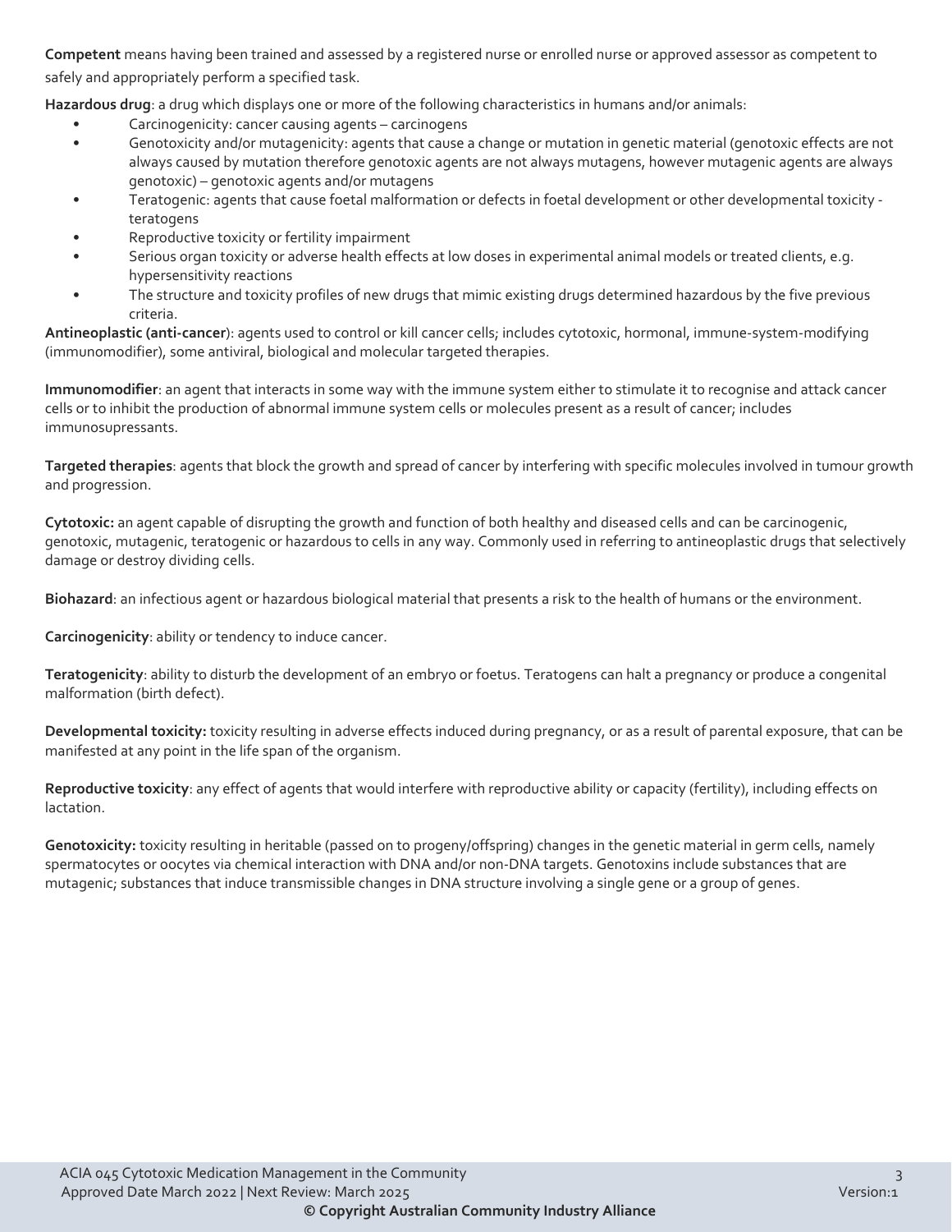**Competent** means having been trained and assessed by a registered nurse or enrolled nurse or approved assessor as competent to safely and appropriately perform a specified task.

**Hazardous drug**: a drug which displays one or more of the following characteristics in humans and/or animals:

- Carcinogenicity: cancer causing agents – carcinogens
- Genotoxicity and/or mutagenicity: agents that cause a change or mutation in genetic material (genotoxic effects are not always caused by mutation therefore genotoxic agents are not always mutagens, however mutagenic agents are always genotoxic) – genotoxic agents and/or mutagens
- Teratogenic: agents that cause foetal malformation or defects in foetal development or other developmental toxicity - teratogens
- Reproductive toxicity or fertility impairment
- Serious organ toxicity or adverse health effects at low doses in experimental animal models or treated clients, e.g. hypersensitivity reactions
- The structure and toxicity profiles of new drugs that mimic existing drugs determined hazardous by the five previous criteria.

**Antineoplastic (anti-cancer**): agents used to control or kill cancer cells; includes cytotoxic, hormonal, immune-system-modifying (immunomodifier), some antiviral, biological and molecular targeted therapies.

**Immunomodifier**: an agent that interacts in some way with the immune system either to stimulate it to recognise and attack cancer cells or to inhibit the production of abnormal immune system cells or molecules present as a result of cancer; includes immunosupressants.

**Targeted therapies**: agents that block the growth and spread of cancer by interfering with specific molecules involved in tumour growth and progression.

**Cytotoxic:** an agent capable of disrupting the growth and function of both healthy and diseased cells and can be carcinogenic, genotoxic, mutagenic, teratogenic or hazardous to cells in any way. Commonly used in referring to antineoplastic drugs that selectively damage or destroy dividing cells.

**Biohazard**: an infectious agent or hazardous biological material that presents a risk to the health of humans or the environment.

**Carcinogenicity**: ability or tendency to induce cancer.

**Teratogenicity**: ability to disturb the development of an embryo or foetus. Teratogens can halt a pregnancy or produce a congenital malformation (birth defect).

**Developmental toxicity:** toxicity resulting in adverse effects induced during pregnancy, or as a result of parental exposure, that can be manifested at any point in the life span of the organism.

**Reproductive toxicity**: any effect of agents that would interfere with reproductive ability or capacity (fertility), including effects on lactation.

**Genotoxicity:** toxicity resulting in heritable (passed on to progeny/offspring) changes in the genetic material in germ cells, namely spermatocytes or oocytes via chemical interaction with DNA and/or non-DNA targets. Genotoxins include substances that are mutagenic; substances that induce transmissible changes in DNA structure involving a single gene or a group of genes.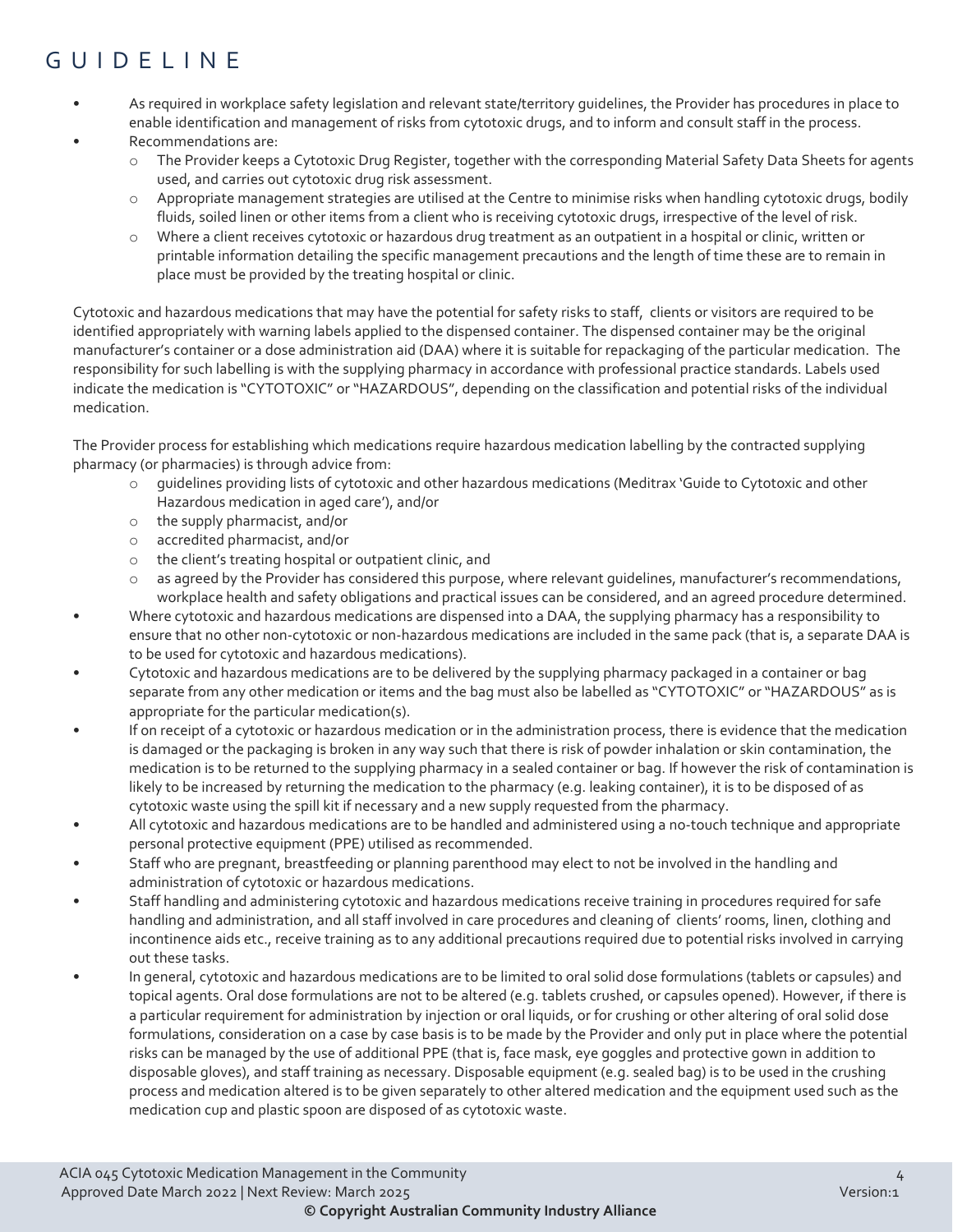# GUIDELINE

- As required in workplace safety legislation and relevant state/territory guidelines, the Provider has procedures in place to enable identification and management of risks from cytotoxic drugs, and to inform and consult staff in the process.
- Recommendations are:
  - The Provider keeps a Cytotoxic Drug Register, together with the corresponding Material Safety Data Sheets for agents used, and carries out cytotoxic drug risk assessment.
  - Appropriate management strategies are utilised at the Centre to minimise risks when handling cytotoxic drugs, bodily fluids, soiled linen or other items from a client who is receiving cytotoxic drugs, irrespective of the level of risk.
  - Where a client receives cytotoxic or hazardous drug treatment as an outpatient in a hospital or clinic, written or printable information detailing the specific management precautions and the length of time these are to remain in place must be provided by the treating hospital or clinic.

Cytotoxic and hazardous medications that may have the potential for safety risks to staff, clients or visitors are required to be identified appropriately with warning labels applied to the dispensed container. The dispensed container may be the original manufacturer's container or a dose administration aid (DAA) where it is suitable for repackaging of the particular medication. The responsibility for such labelling is with the supplying pharmacy in accordance with professional practice standards. Labels used indicate the medication is "CYTOTOXIC" or "HAZARDOUS", depending on the classification and potential risks of the individual medication.

The Provider process for establishing which medications require hazardous medication labelling by the contracted supplying pharmacy (or pharmacies) is through advice from:

- guidelines providing lists of cytotoxic and other hazardous medications (Meditrax 'Guide to Cytotoxic and other Hazardous medication in aged care'), and/or
- the supply pharmacist, and/or
- accredited pharmacist, and/or
- the client's treating hospital or outpatient clinic, and
- as agreed by the Provider has considered this purpose, where relevant guidelines, manufacturer's recommendations, workplace health and safety obligations and practical issues can be considered, and an agreed procedure determined.

- Where cytotoxic and hazardous medications are dispensed into a DAA, the supplying pharmacy has a responsibility to ensure that no other non-cytotoxic or non-hazardous medications are included in the same pack (that is, a separate DAA is to be used for cytotoxic and hazardous medications).
- Cytotoxic and hazardous medications are to be delivered by the supplying pharmacy packaged in a container or bag separate from any other medication or items and the bag must also be labelled as "CYTOTOXIC" or "HAZARDOUS" as is appropriate for the particular medication(s).
- If on receipt of a cytotoxic or hazardous medication or in the administration process, there is evidence that the medication is damaged or the packaging is broken in any way such that there is risk of powder inhalation or skin contamination, the medication is to be returned to the supplying pharmacy in a sealed container or bag. If however the risk of contamination is likely to be increased by returning the medication to the pharmacy (e.g. leaking container), it is to be disposed of as cytotoxic waste using the spill kit if necessary and a new supply requested from the pharmacy.
- All cytotoxic and hazardous medications are to be handled and administered using a no-touch technique and appropriate personal protective equipment (PPE) utilised as recommended.
- Staff who are pregnant, breastfeeding or planning parenthood may elect to not be involved in the handling and administration of cytotoxic or hazardous medications.
- Staff handling and administering cytotoxic and hazardous medications receive training in procedures required for safe handling and administration, and all staff involved in care procedures and cleaning of clients' rooms, linen, clothing and incontinence aids etc., receive training as to any additional precautions required due to potential risks involved in carrying out these tasks.
- In general, cytotoxic and hazardous medications are to be limited to oral solid dose formulations (tablets or capsules) and topical agents. Oral dose formulations are not to be altered (e.g. tablets crushed, or capsules opened). However, if there is a particular requirement for administration by injection or oral liquids, or for crushing or other altering of oral solid dose formulations, consideration on a case by case basis is to be made by the Provider and only put in place where the potential risks can be managed by the use of additional PPE (that is, face mask, eye goggles and protective gown in addition to disposable gloves), and staff training as necessary. Disposable equipment (e.g. sealed bag) is to be used in the crushing process and medication altered is to be given separately to other altered medication and the equipment used such as the medication cup and plastic spoon are disposed of as cytotoxic waste.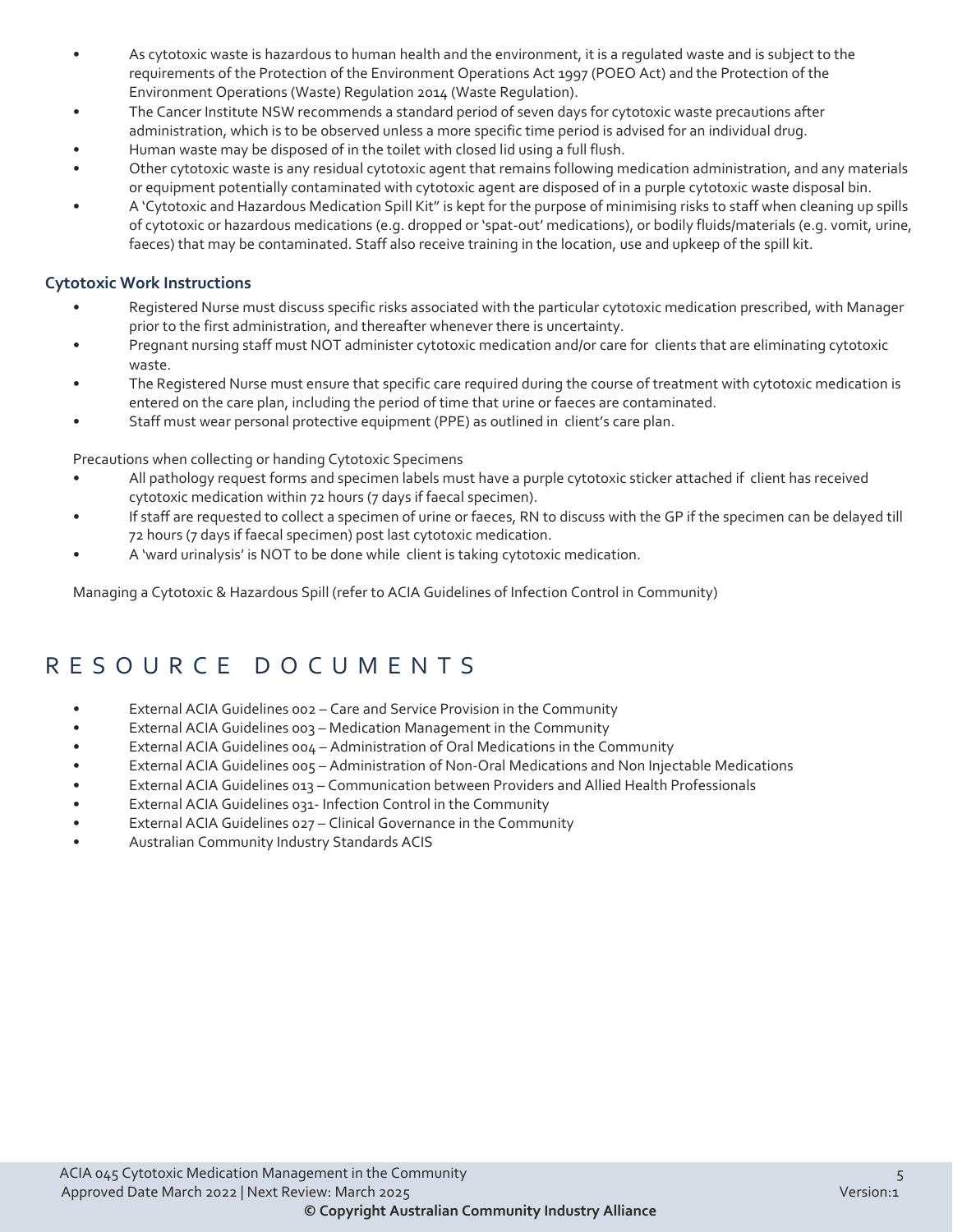- As cytotoxic waste is hazardous to human health and the environment, it is a regulated waste and is subject to the requirements of the Protection of the Environment Operations Act 1997 (POEO Act) and the Protection of the Environment Operations (Waste) Regulation 2014 (Waste Regulation).
- The Cancer Institute NSW recommends a standard period of seven days for cytotoxic waste precautions after administration, which is to be observed unless a more specific time period is advised for an individual drug.
- Human waste may be disposed of in the toilet with closed lid using a full flush.
- Other cytotoxic waste is any residual cytotoxic agent that remains following medication administration, and any materials or equipment potentially contaminated with cytotoxic agent are disposed of in a purple cytotoxic waste disposal bin.
- A 'Cytotoxic and Hazardous Medication Spill Kit" is kept for the purpose of minimising risks to staff when cleaning up spills of cytotoxic or hazardous medications (e.g. dropped or 'spat-out' medications), or bodily fluids/materials (e.g. vomit, urine, faeces) that may be contaminated. Staff also receive training in the location, use and upkeep of the spill kit.

### Cytotoxic Work Instructions

- Registered Nurse must discuss specific risks associated with the particular cytotoxic medication prescribed, with Manager prior to the first administration, and thereafter whenever there is uncertainty.
- Pregnant nursing staff must NOT administer cytotoxic medication and/or care for clients that are eliminating cytotoxic waste.
- The Registered Nurse must ensure that specific care required during the course of treatment with cytotoxic medication is entered on the care plan, including the period of time that urine or faeces are contaminated.
- Staff must wear personal protective equipment (PPE) as outlined in client's care plan.

Precautions when collecting or handing Cytotoxic Specimens

- All pathology request forms and specimen labels must have a purple cytotoxic sticker attached if client has received cytotoxic medication within 72 hours (7 days if faecal specimen).
- If staff are requested to collect a specimen of urine or faeces, RN to discuss with the GP if the specimen can be delayed till 72 hours (7 days if faecal specimen) post last cytotoxic medication.
- A 'ward urinalysis' is NOT to be done while client is taking cytotoxic medication.

Managing a Cytotoxic & Hazardous Spill (refer to ACIA Guidelines of Infection Control in Community)

## RESOURCE DOCUMENTS

- External ACIA Guidelines 002 – Care and Service Provision in the Community
- External ACIA Guidelines 003 – Medication Management in the Community
- External ACIA Guidelines 004 – Administration of Oral Medications in the Community
- External ACIA Guidelines 005 – Administration of Non-Oral Medications and Non Injectable Medications
- External ACIA Guidelines 013 – Communication between Providers and Allied Health Professionals
- External ACIA Guidelines 031- Infection Control in the Community
- External ACIA Guidelines 027 – Clinical Governance in the Community
- Australian Community Industry Standards ACIS